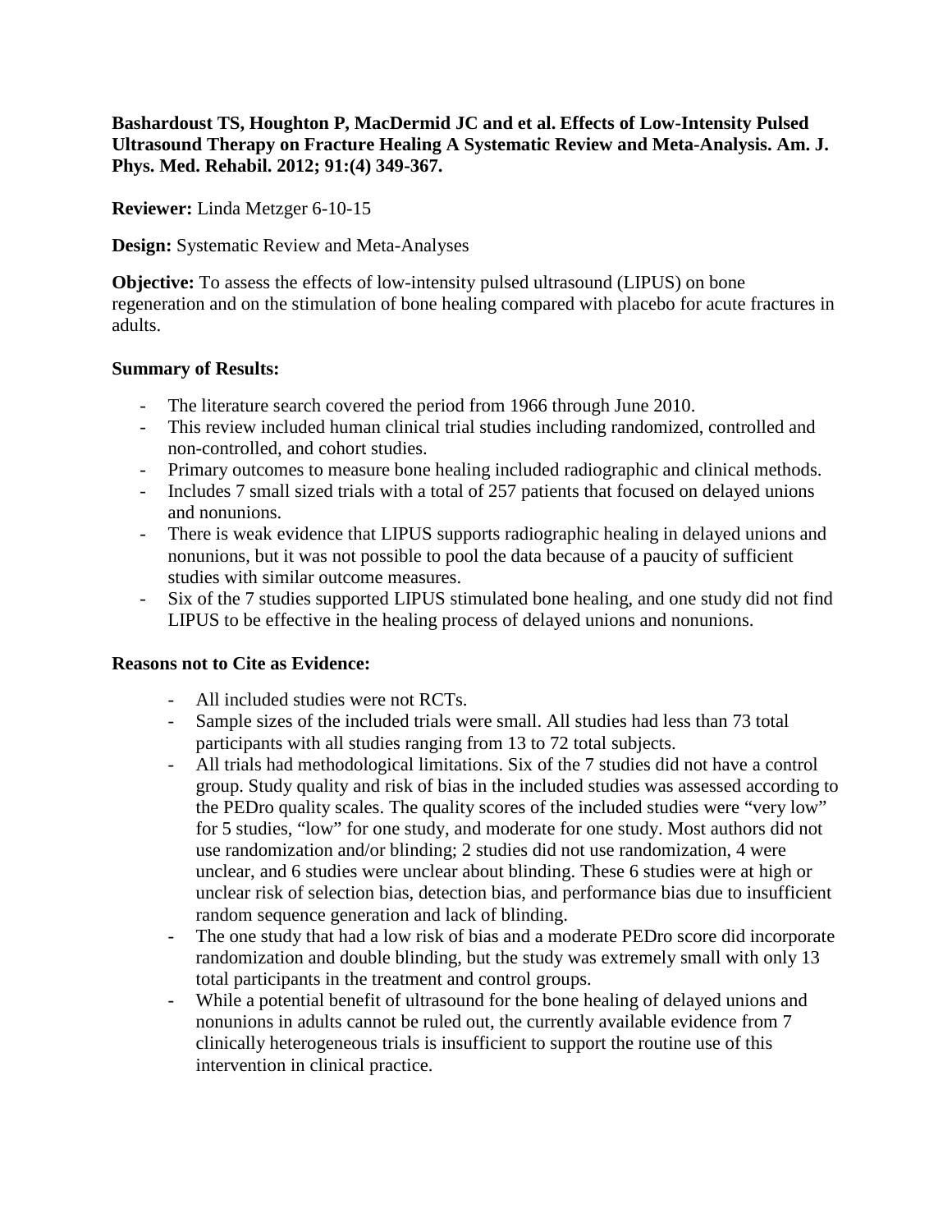**Bashardoust TS, Houghton P, MacDermid JC and et al. Effects of Low-Intensity Pulsed Ultrasound Therapy on Fracture Healing A Systematic Review and Meta-Analysis. Am. J. Phys. Med. Rehabil. 2012; 91:(4) 349-367.**

**Reviewer:** Linda Metzger 6-10-15

**Design:** Systematic Review and Meta-Analyses

**Objective:** To assess the effects of low-intensity pulsed ultrasound (LIPUS) on bone regeneration and on the stimulation of bone healing compared with placebo for acute fractures in adults.

**Summary of Results:**

- The literature search covered the period from 1966 through June 2010.
- This review included human clinical trial studies including randomized, controlled and non-controlled, and cohort studies.
- Primary outcomes to measure bone healing included radiographic and clinical methods.
- Includes 7 small sized trials with a total of 257 patients that focused on delayed unions and nonunions.
- There is weak evidence that LIPUS supports radiographic healing in delayed unions and nonunions, but it was not possible to pool the data because of a paucity of sufficient studies with similar outcome measures.
- Six of the 7 studies supported LIPUS stimulated bone healing, and one study did not find LIPUS to be effective in the healing process of delayed unions and nonunions.

**Reasons not to Cite as Evidence:**

- All included studies were not RCTs.
- Sample sizes of the included trials were small. All studies had less than 73 total participants with all studies ranging from 13 to 72 total subjects.
- All trials had methodological limitations. Six of the 7 studies did not have a control group. Study quality and risk of bias in the included studies was assessed according to the PEDro quality scales. The quality scores of the included studies were "very low" for 5 studies, "low" for one study, and moderate for one study. Most authors did not use randomization and/or blinding; 2 studies did not use randomization, 4 were unclear, and 6 studies were unclear about blinding. These 6 studies were at high or unclear risk of selection bias, detection bias, and performance bias due to insufficient random sequence generation and lack of blinding.
- The one study that had a low risk of bias and a moderate PEDro score did incorporate randomization and double blinding, but the study was extremely small with only 13 total participants in the treatment and control groups.
- While a potential benefit of ultrasound for the bone healing of delayed unions and nonunions in adults cannot be ruled out, the currently available evidence from 7 clinically heterogeneous trials is insufficient to support the routine use of this intervention in clinical practice.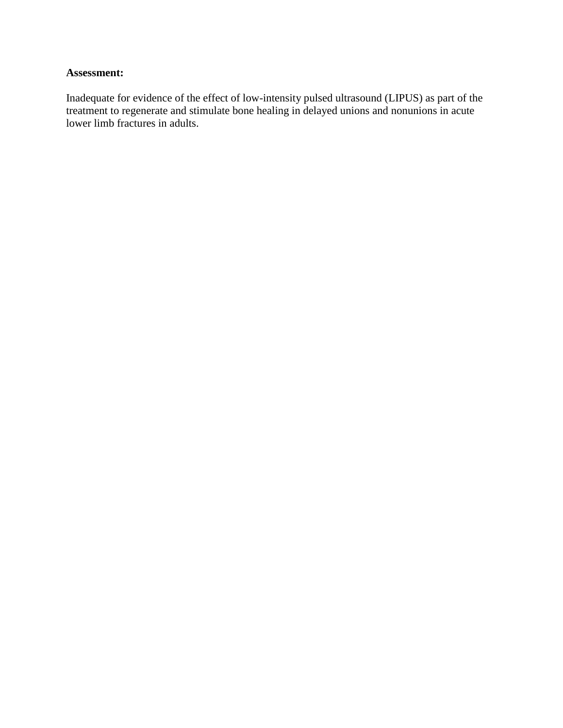**Assessment:**

Inadequate for evidence of the effect of low-intensity pulsed ultrasound (LIPUS) as part of the treatment to regenerate and stimulate bone healing in delayed unions and nonunions in acute lower limb fractures in adults.